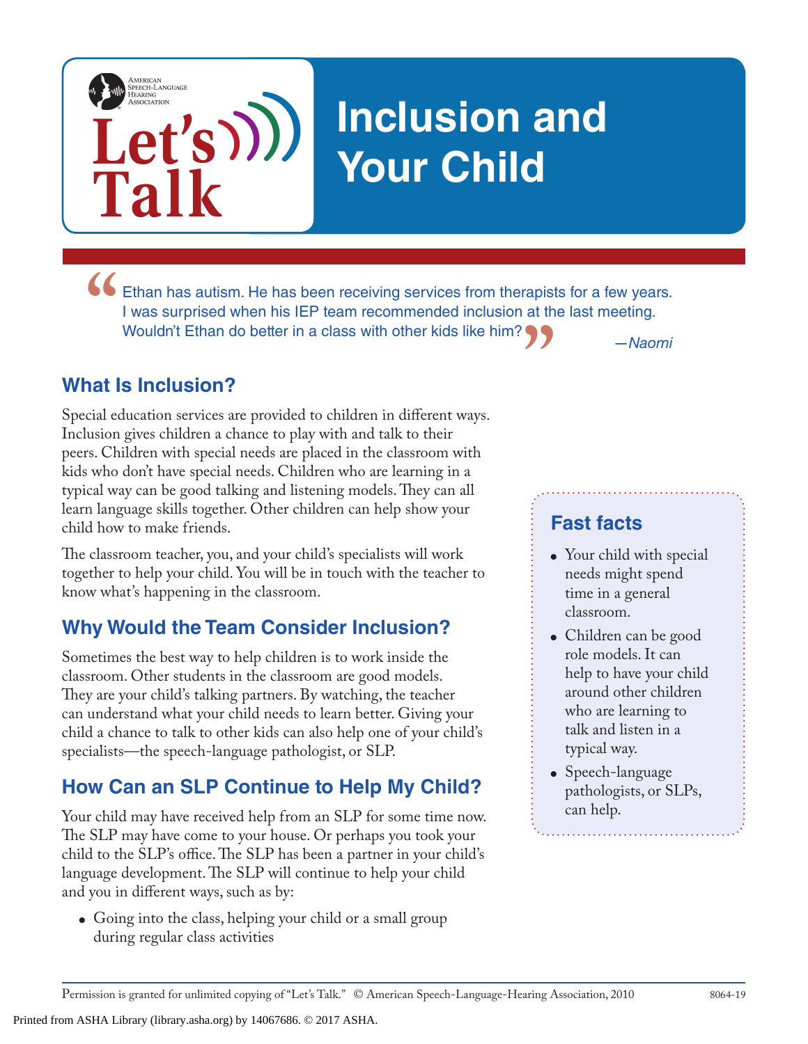American Speech-Language Hearing Association

Let's Talk

# Inclusion and Your Child

> Ethan has autism. He has been receiving services from therapists for a few years. I was surprised when his IEP team recommended inclusion at the last meeting. Wouldn't Ethan do better in a class with other kids like him?
>
> *—Naomi*

## What Is Inclusion?

Special education services are provided to children in different ways. Inclusion gives children a chance to play with and talk to their peers. Children with special needs are placed in the classroom with kids who don't have special needs. Children who are learning in a typical way can be good talking and listening models. They can all learn language skills together. Other children can help show your child how to make friends.

The classroom teacher, you, and your child's specialists will work together to help your child. You will be in touch with the teacher to know what's happening in the classroom.

## Why Would the Team Consider Inclusion?

Sometimes the best way to help children is to work inside the classroom. Other students in the classroom are good models. They are your child's talking partners. By watching, the teacher can understand what your child needs to learn better. Giving your child a chance to talk to other kids can also help one of your child's specialists—the speech-language pathologist, or SLP.

## How Can an SLP Continue to Help My Child?

Your child may have received help from an SLP for some time now. The SLP may have come to your house. Or perhaps you took your child to the SLP's office. The SLP has been a partner in your child's language development. The SLP will continue to help your child and you in different ways, such as by:

- Going into the class, helping your child or a small group during regular class activities

### Fast facts

- Your child with special needs might spend time in a general classroom.
- Children can be good role models. It can help to have your child around other children who are learning to talk and listen in a typical way.
- Speech-language pathologists, or SLPs, can help.

Permission is granted for unlimited copying of "Let's Talk." © American Speech-Language-Hearing Association, 2010 8064-19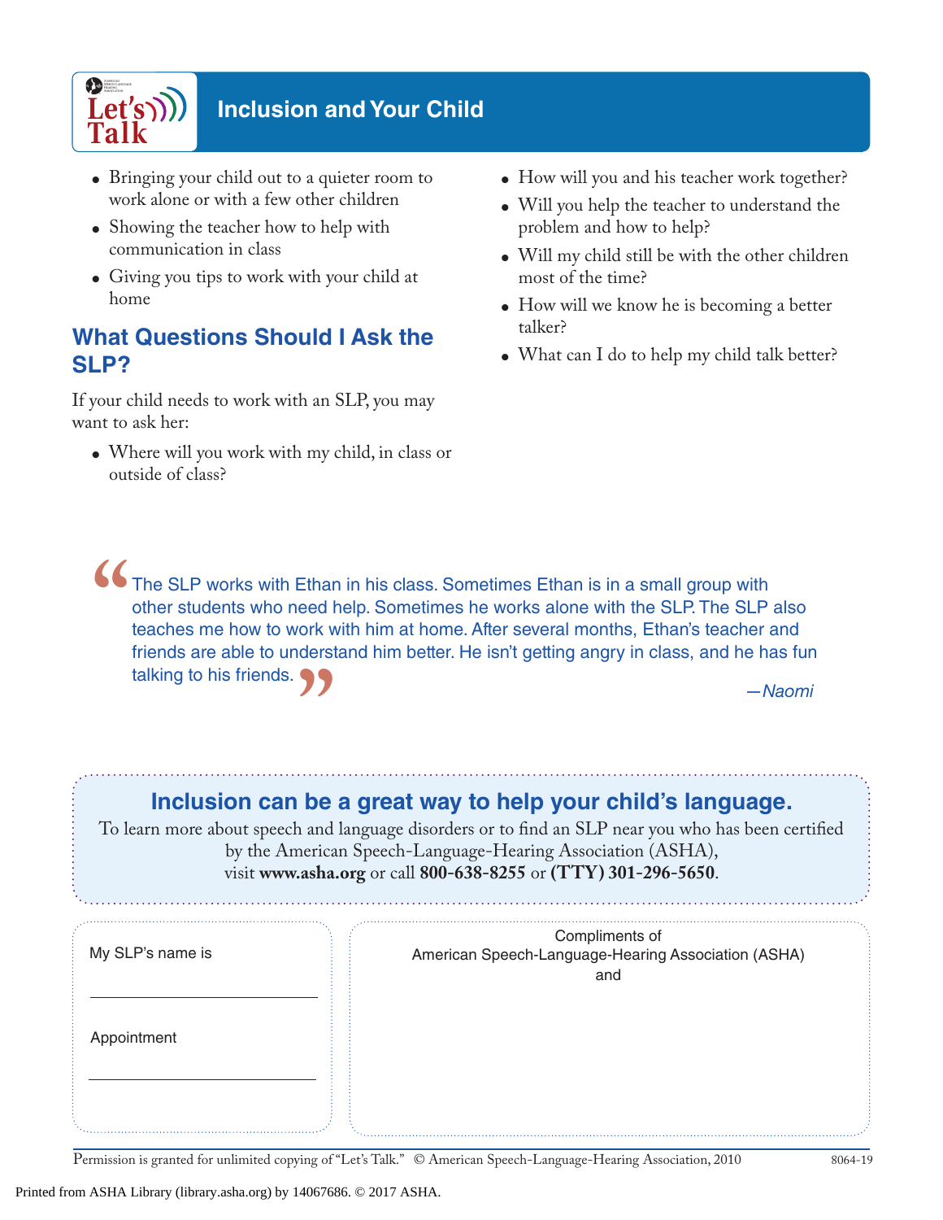# Inclusion and Your Child

- Bringing your child out to a quieter room to work alone or with a few other children
- Showing the teacher how to help with communication in class
- Giving you tips to work with your child at home

## What Questions Should I Ask the SLP?

If your child needs to work with an SLP, you may want to ask her:

- Where will you work with my child, in class or outside of class?
- How will you and his teacher work together?
- Will you help the teacher to understand the problem and how to help?
- Will my child still be with the other children most of the time?
- How will we know he is becoming a better talker?
- What can I do to help my child talk better?

> "The SLP works with Ethan in his class. Sometimes Ethan is in a small group with other students who need help. Sometimes he works alone with the SLP. The SLP also teaches me how to work with him at home. After several months, Ethan's teacher and friends are able to understand him better. He isn't getting angry in class, and he has fun talking to his friends."
>
> *—Naomi*

## Inclusion can be a great way to help your child's language.

To learn more about speech and language disorders or to find an SLP near you who has been certified by the American Speech-Language-Hearing Association (ASHA), visit **www.asha.org** or call **800-638-8255** or **(TTY) 301-296-5650**.

My SLP's name is ______________________

Appointment ______________________

Compliments of
American Speech-Language-Hearing Association (ASHA)
and

Permission is granted for unlimited copying of "Let's Talk." © American Speech-Language-Hearing Association, 2010 8064-19

Printed from ASHA Library (library.asha.org) by 14067686. © 2017 ASHA.